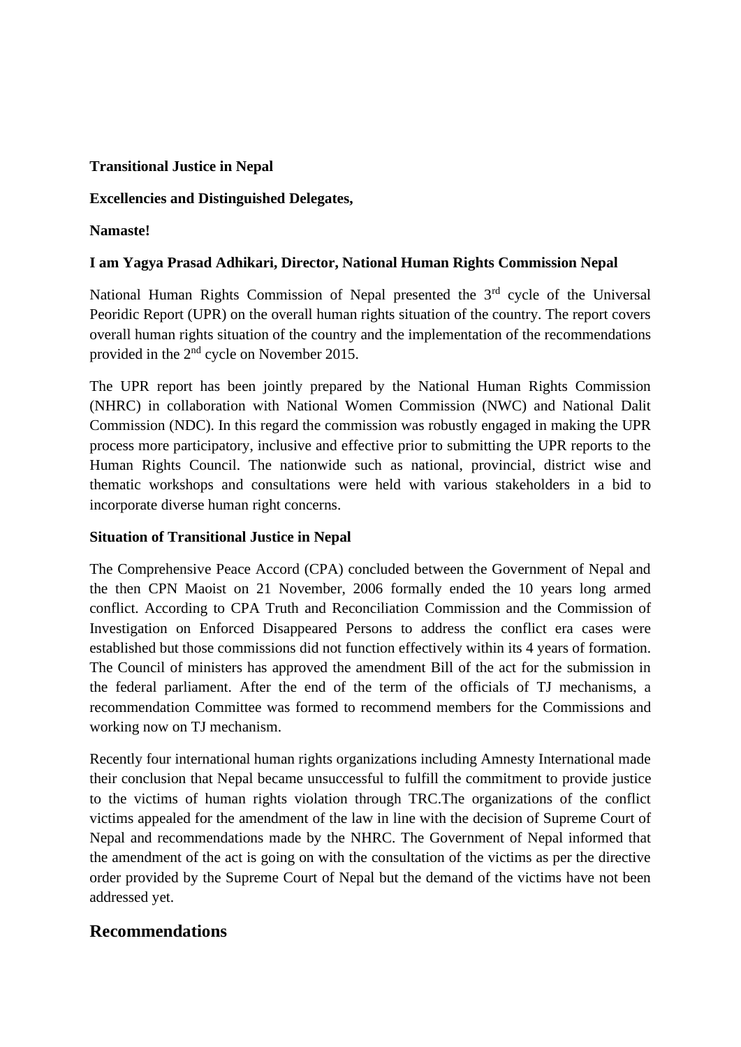**Transitional Justice in Nepal**

**Excellencies and Distinguished Delegates,**

**Namaste!**

**I am Yagya Prasad Adhikari, Director, National Human Rights Commission Nepal**

National Human Rights Commission of Nepal presented the 3rd cycle of the Universal Peoridic Report (UPR) on the overall human rights situation of the country. The report covers overall human rights situation of the country and the implementation of the recommendations provided in the 2nd cycle on November 2015.

The UPR report has been jointly prepared by the National Human Rights Commission (NHRC) in collaboration with National Women Commission (NWC) and National Dalit Commission (NDC). In this regard the commission was robustly engaged in making the UPR process more participatory, inclusive and effective prior to submitting the UPR reports to the Human Rights Council. The nationwide such as national, provincial, district wise and thematic workshops and consultations were held with various stakeholders in a bid to incorporate diverse human right concerns.

**Situation of Transitional Justice in Nepal**

The Comprehensive Peace Accord (CPA) concluded between the Government of Nepal and the then CPN Maoist on 21 November, 2006 formally ended the 10 years long armed conflict. According to CPA Truth and Reconciliation Commission and the Commission of Investigation on Enforced Disappeared Persons to address the conflict era cases were established but those commissions did not function effectively within its 4 years of formation. The Council of ministers has approved the amendment Bill of the act for the submission in the federal parliament. After the end of the term of the officials of TJ mechanisms, a recommendation Committee was formed to recommend members for the Commissions and working now on TJ mechanism.

Recently four international human rights organizations including Amnesty International made their conclusion that Nepal became unsuccessful to fulfill the commitment to provide justice to the victims of human rights violation through TRC.The organizations of the conflict victims appealed for the amendment of the law in line with the decision of Supreme Court of Nepal and recommendations made by the NHRC. The Government of Nepal informed that the amendment of the act is going on with the consultation of the victims as per the directive order provided by the Supreme Court of Nepal but the demand of the victims have not been addressed yet.

## Recommendations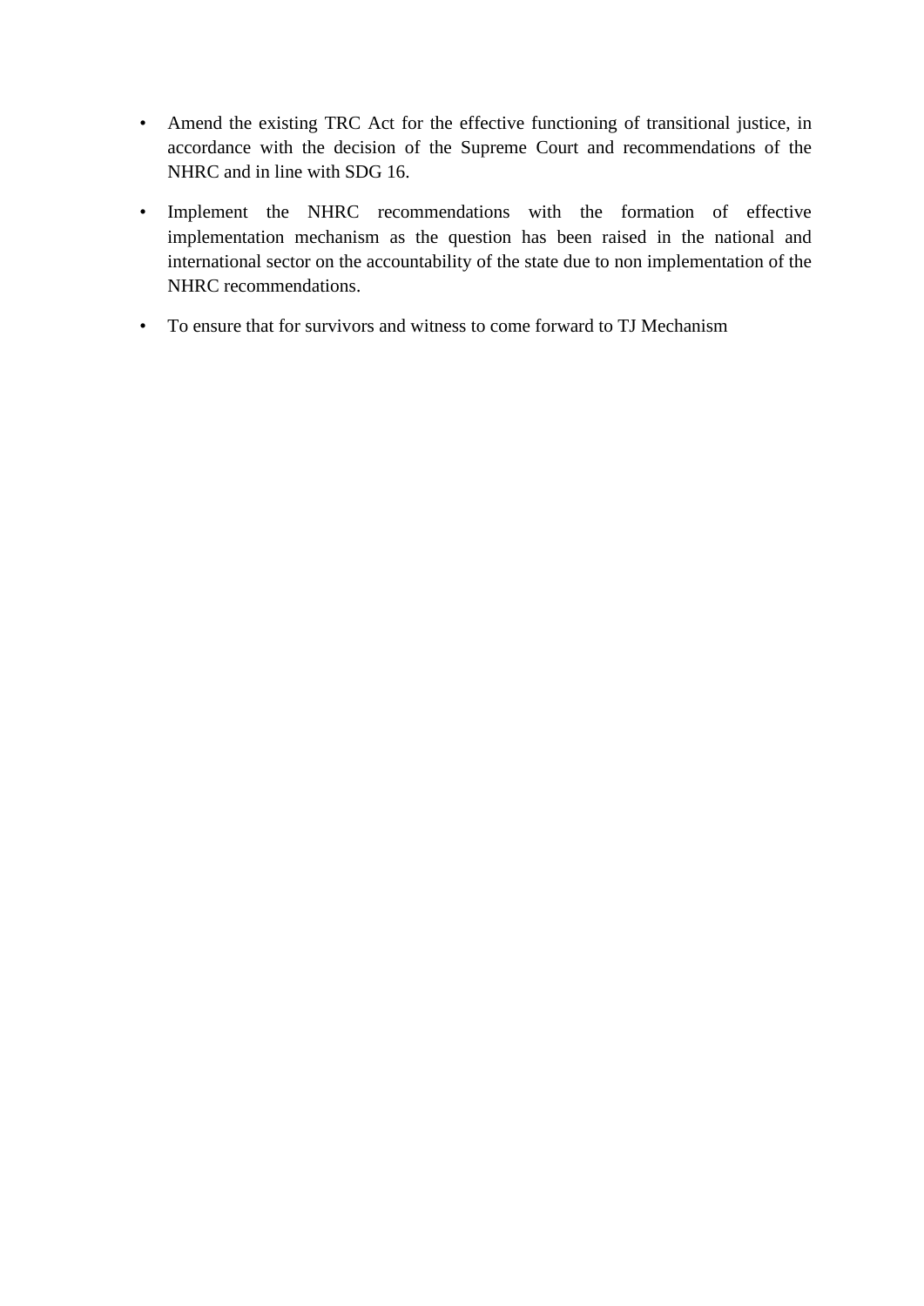- Amend the existing TRC Act for the effective functioning of transitional justice, in accordance with the decision of the Supreme Court and recommendations of the NHRC and in line with SDG 16.
- Implement the NHRC recommendations with the formation of effective implementation mechanism as the question has been raised in the national and international sector on the accountability of the state due to non implementation of the NHRC recommendations.
- To ensure that for survivors and witness to come forward to TJ Mechanism